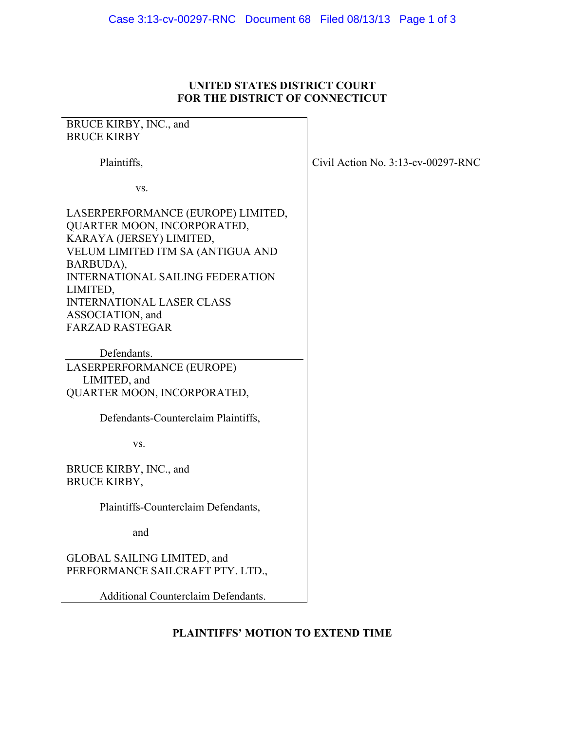**UNITED STATES DISTRICT COURT**
**FOR THE DISTRICT OF CONNECTICUT**

BRUCE KIRBY, INC., and
BRUCE KIRBY

Plaintiffs,

vs.

LASERPERFORMANCE (EUROPE) LIMITED,
QUARTER MOON, INCORPORATED,
KARAYA (JERSEY) LIMITED,
VELUM LIMITED ITM SA (ANTIGUA AND BARBUDA),
INTERNATIONAL SAILING FEDERATION LIMITED,
INTERNATIONAL LASER CLASS ASSOCIATION, and
FARZAD RASTEGAR

Defendants.

LASERPERFORMANCE (EUROPE) LIMITED, and
QUARTER MOON, INCORPORATED,

Defendants-Counterclaim Plaintiffs,

vs.

BRUCE KIRBY, INC., and
BRUCE KIRBY,

Plaintiffs-Counterclaim Defendants,

and

GLOBAL SAILING LIMITED, and
PERFORMANCE SAILCRAFT PTY. LTD.,

Additional Counterclaim Defendants.

Civil Action No. 3:13-cv-00297-RNC

**PLAINTIFFS' MOTION TO EXTEND TIME**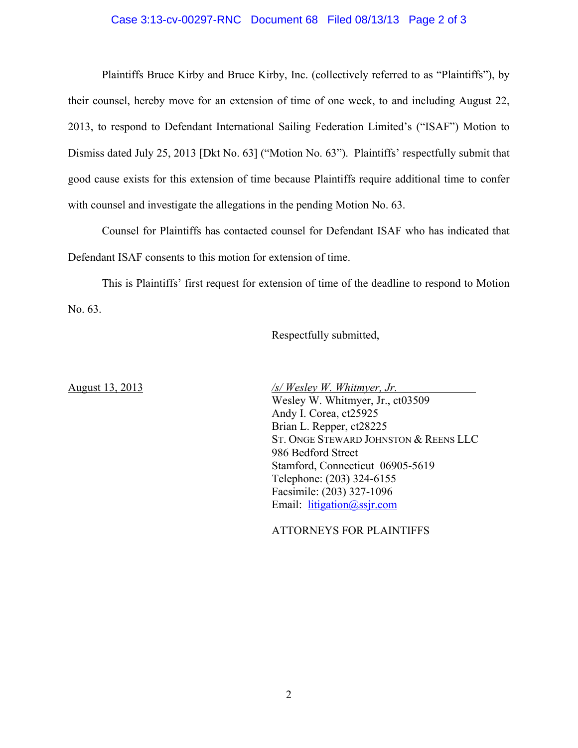Plaintiffs Bruce Kirby and Bruce Kirby, Inc. (collectively referred to as "Plaintiffs"), by their counsel, hereby move for an extension of time of one week, to and including August 22, 2013, to respond to Defendant International Sailing Federation Limited's ("ISAF") Motion to Dismiss dated July 25, 2013 [Dkt No. 63] ("Motion No. 63"). Plaintiffs' respectfully submit that good cause exists for this extension of time because Plaintiffs require additional time to confer with counsel and investigate the allegations in the pending Motion No. 63.

Counsel for Plaintiffs has contacted counsel for Defendant ISAF who has indicated that Defendant ISAF consents to this motion for extension of time.

This is Plaintiffs' first request for extension of time of the deadline to respond to Motion No. 63.

Respectfully submitted,

August 13, 2013

*/s/ Wesley W. Whitmyer, Jr.*
Wesley W. Whitmyer, Jr., ct03509
Andy I. Corea, ct25925
Brian L. Repper, ct28225
ST. ONGE STEWARD JOHNSTON & REENS LLC
986 Bedford Street
Stamford, Connecticut 06905-5619
Telephone: (203) 324-6155
Facsimile: (203) 327-1096
Email: litigation@ssjr.com

ATTORNEYS FOR PLAINTIFFS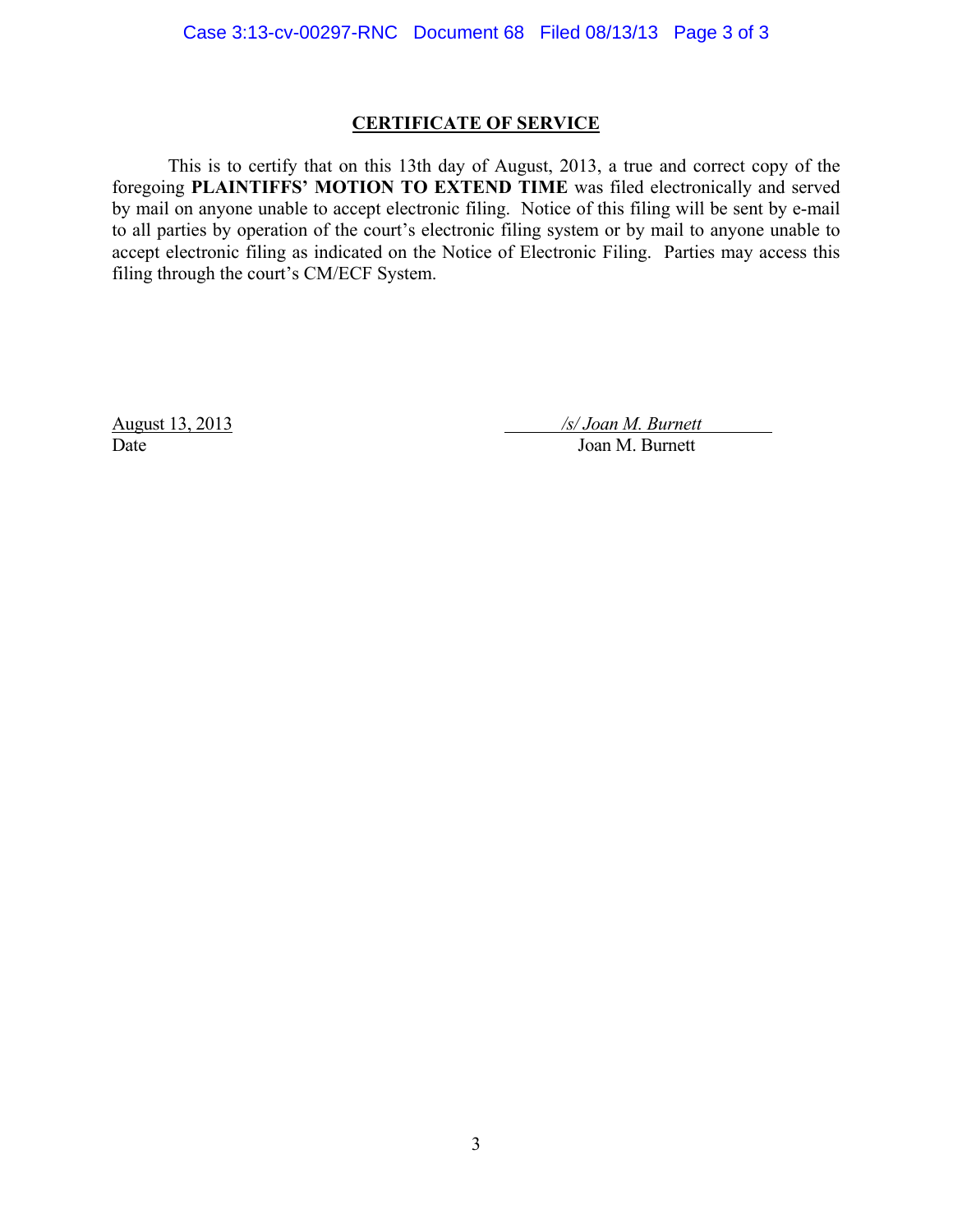**CERTIFICATE OF SERVICE**

This is to certify that on this 13th day of August, 2013, a true and correct copy of the foregoing **PLAINTIFFS' MOTION TO EXTEND TIME** was filed electronically and served by mail on anyone unable to accept electronic filing. Notice of this filing will be sent by e-mail to all parties by operation of the court's electronic filing system or by mail to anyone unable to accept electronic filing as indicated on the Notice of Electronic Filing. Parties may access this filing through the court's CM/ECF System.

August 13, 2013
Date

*/s/ Joan M. Burnett*
Joan M. Burnett